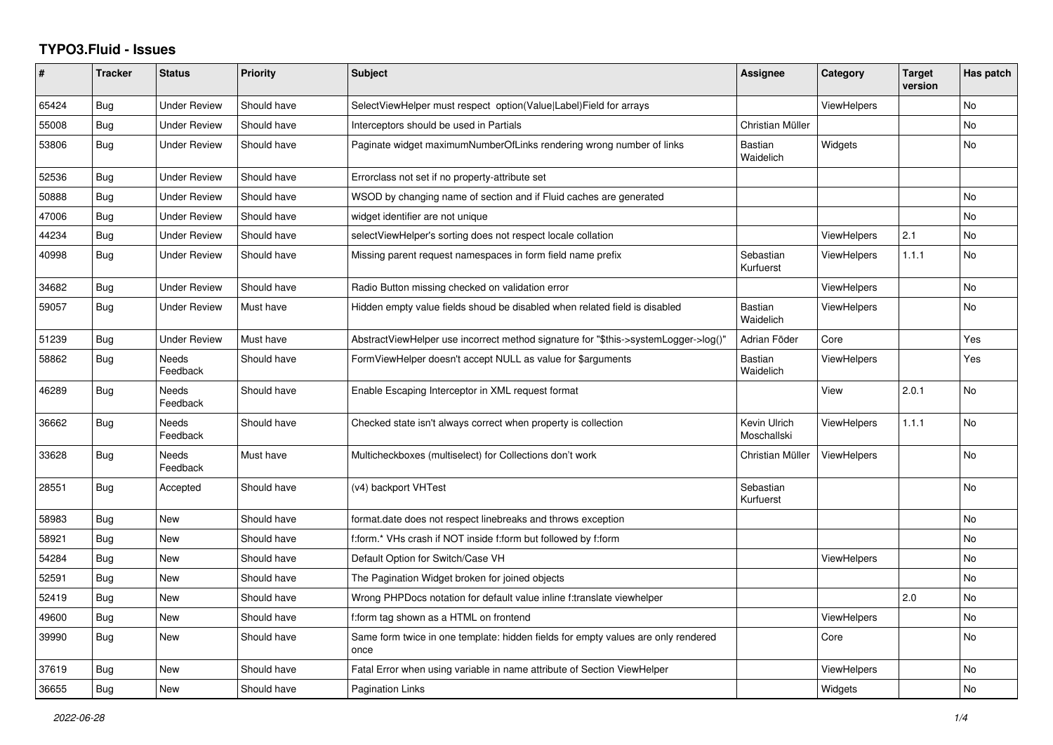# TYPO3.Fluid - Issues

| # | Tracker | Status | Priority | Subject | Assignee | Category | Target version | Has patch |
|---|---|---|---|---|---|---|---|---|
| 65424 | Bug | Under Review | Should have | SelectViewHelper must respect option(Value\|Label)Field for arrays | | ViewHelpers | | No |
| 55008 | Bug | Under Review | Should have | Interceptors should be used in Partials | Christian Müller | | | No |
| 53806 | Bug | Under Review | Should have | Paginate widget maximumNumberOfLinks rendering wrong number of links | Bastian Waidelich | Widgets | | No |
| 52536 | Bug | Under Review | Should have | Errorclass not set if no property-attribute set | | | | |
| 50888 | Bug | Under Review | Should have | WSOD by changing name of section and if Fluid caches are generated | | | | No |
| 47006 | Bug | Under Review | Should have | widget identifier are not unique | | | | No |
| 44234 | Bug | Under Review | Should have | selectViewHelper's sorting does not respect locale collation | | ViewHelpers | 2.1 | No |
| 40998 | Bug | Under Review | Should have | Missing parent request namespaces in form field name prefix | Sebastian Kurfuerst | ViewHelpers | 1.1.1 | No |
| 34682 | Bug | Under Review | Should have | Radio Button missing checked on validation error | | ViewHelpers | | No |
| 59057 | Bug | Under Review | Must have | Hidden empty value fields shoud be disabled when related field is disabled | Bastian Waidelich | ViewHelpers | | No |
| 51239 | Bug | Under Review | Must have | AbstractViewHelper use incorrect method signature for "$this->systemLogger->log()" | Adrian Föder | Core | | Yes |
| 58862 | Bug | Needs Feedback | Should have | FormViewHelper doesn't accept NULL as value for $arguments | Bastian Waidelich | ViewHelpers | | Yes |
| 46289 | Bug | Needs Feedback | Should have | Enable Escaping Interceptor in XML request format | | View | 2.0.1 | No |
| 36662 | Bug | Needs Feedback | Should have | Checked state isn't always correct when property is collection | Kevin Ulrich Moschallski | ViewHelpers | 1.1.1 | No |
| 33628 | Bug | Needs Feedback | Must have | Multicheckboxes (multiselect) for Collections don't work | Christian Müller | ViewHelpers | | No |
| 28551 | Bug | Accepted | Should have | (v4) backport VHTest | Sebastian Kurfuerst | | | No |
| 58983 | Bug | New | Should have | format.date does not respect linebreaks and throws exception | | | | No |
| 58921 | Bug | New | Should have | f:form.* VHs crash if NOT inside f:form but followed by f:form | | | | No |
| 54284 | Bug | New | Should have | Default Option for Switch/Case VH | | ViewHelpers | | No |
| 52591 | Bug | New | Should have | The Pagination Widget broken for joined objects | | | | No |
| 52419 | Bug | New | Should have | Wrong PHPDocs notation for default value inline f:translate viewhelper | | | 2.0 | No |
| 49600 | Bug | New | Should have | f:form tag shown as a HTML on frontend | | ViewHelpers | | No |
| 39990 | Bug | New | Should have | Same form twice in one template: hidden fields for empty values are only rendered once | | Core | | No |
| 37619 | Bug | New | Should have | Fatal Error when using variable in name attribute of Section ViewHelper | | ViewHelpers | | No |
| 36655 | Bug | New | Should have | Pagination Links | | Widgets | | No |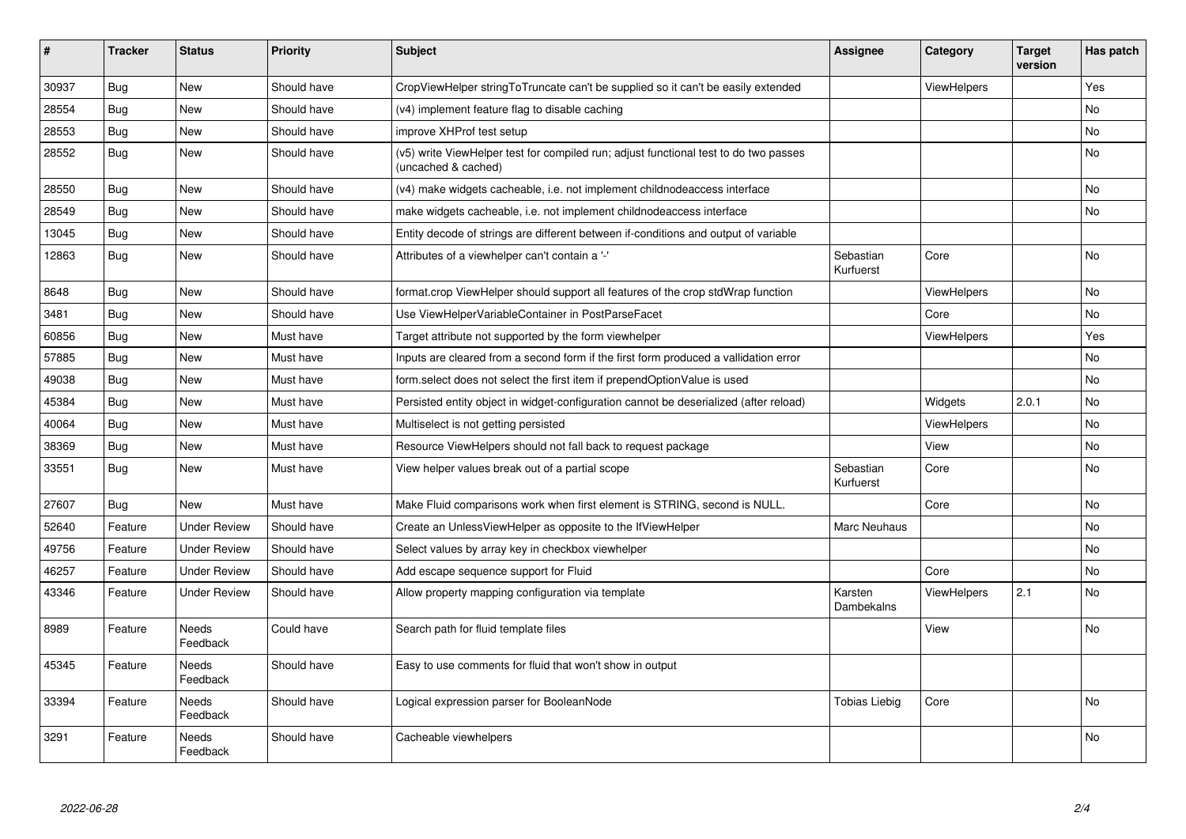| # | Tracker | Status | Priority | Subject | Assignee | Category | Target version | Has patch |
|---|---|---|---|---|---|---|---|---|
| 30937 | Bug | New | Should have | CropViewHelper stringToTruncate can't be supplied so it can't be easily extended | | ViewHelpers | | Yes |
| 28554 | Bug | New | Should have | (v4) implement feature flag to disable caching | | | | No |
| 28553 | Bug | New | Should have | improve XHProf test setup | | | | No |
| 28552 | Bug | New | Should have | (v5) write ViewHelper test for compiled run; adjust functional test to do two passes (uncached & cached) | | | | No |
| 28550 | Bug | New | Should have | (v4) make widgets cacheable, i.e. not implement childnodeaccess interface | | | | No |
| 28549 | Bug | New | Should have | make widgets cacheable, i.e. not implement childnodeaccess interface | | | | No |
| 13045 | Bug | New | Should have | Entity decode of strings are different between if-conditions and output of variable | | | | |
| 12863 | Bug | New | Should have | Attributes of a viewhelper can't contain a '-' | Sebastian Kurfuerst | Core | | No |
| 8648 | Bug | New | Should have | format.crop ViewHelper should support all features of the crop stdWrap function | | ViewHelpers | | No |
| 3481 | Bug | New | Should have | Use ViewHelperVariableContainer in PostParseFacet | | Core | | No |
| 60856 | Bug | New | Must have | Target attribute not supported by the form viewhelper | | ViewHelpers | | Yes |
| 57885 | Bug | New | Must have | Inputs are cleared from a second form if the first form produced a vallidation error | | | | No |
| 49038 | Bug | New | Must have | form.select does not select the first item if prependOptionValue is used | | | | No |
| 45384 | Bug | New | Must have | Persisted entity object in widget-configuration cannot be deserialized (after reload) | | Widgets | 2.0.1 | No |
| 40064 | Bug | New | Must have | Multiselect is not getting persisted | | ViewHelpers | | No |
| 38369 | Bug | New | Must have | Resource ViewHelpers should not fall back to request package | | View | | No |
| 33551 | Bug | New | Must have | View helper values break out of a partial scope | Sebastian Kurfuerst | Core | | No |
| 27607 | Bug | New | Must have | Make Fluid comparisons work when first element is STRING, second is NULL. | | Core | | No |
| 52640 | Feature | Under Review | Should have | Create an UnlessViewHelper as opposite to the IfViewHelper | Marc Neuhaus | | | No |
| 49756 | Feature | Under Review | Should have | Select values by array key in checkbox viewhelper | | | | No |
| 46257 | Feature | Under Review | Should have | Add escape sequence support for Fluid | | Core | | No |
| 43346 | Feature | Under Review | Should have | Allow property mapping configuration via template | Karsten Dambekalns | ViewHelpers | 2.1 | No |
| 8989 | Feature | Needs Feedback | Could have | Search path for fluid template files | | View | | No |
| 45345 | Feature | Needs Feedback | Should have | Easy to use comments for fluid that won't show in output | | | | |
| 33394 | Feature | Needs Feedback | Should have | Logical expression parser for BooleanNode | Tobias Liebig | Core | | No |
| 3291 | Feature | Needs Feedback | Should have | Cacheable viewhelpers | | | | No |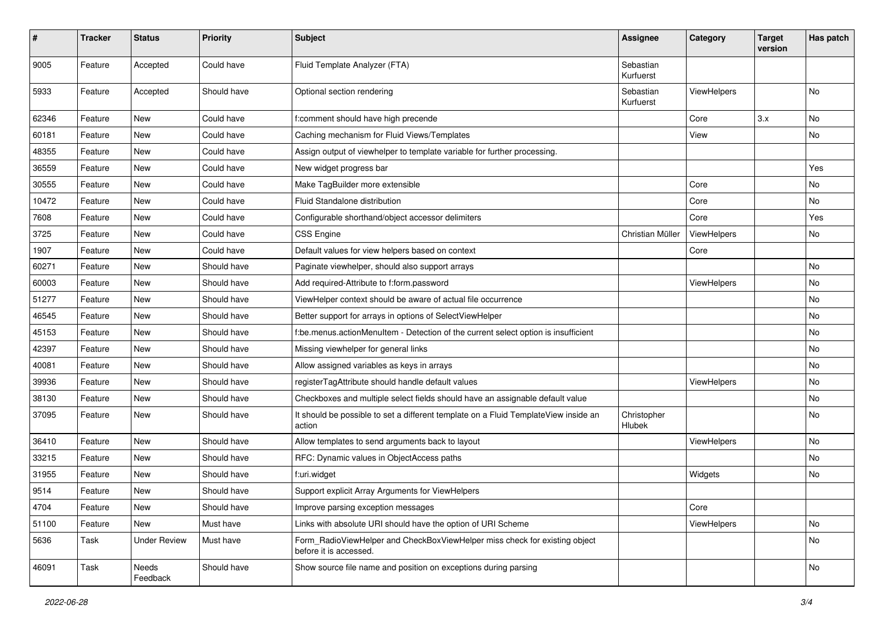| # | Tracker | Status | Priority | Subject | Assignee | Category | Target version | Has patch |
|---|---|---|---|---|---|---|---|---|
| 9005 | Feature | Accepted | Could have | Fluid Template Analyzer (FTA) | Sebastian Kurfuerst | | | |
| 5933 | Feature | Accepted | Should have | Optional section rendering | Sebastian Kurfuerst | ViewHelpers | | No |
| 62346 | Feature | New | Could have | f:comment should have high precende | | Core | 3.x | No |
| 60181 | Feature | New | Could have | Caching mechanism for Fluid Views/Templates | | View | | No |
| 48355 | Feature | New | Could have | Assign output of viewhelper to template variable for further processing. | | | | |
| 36559 | Feature | New | Could have | New widget progress bar | | | | Yes |
| 30555 | Feature | New | Could have | Make TagBuilder more extensible | | Core | | No |
| 10472 | Feature | New | Could have | Fluid Standalone distribution | | Core | | No |
| 7608 | Feature | New | Could have | Configurable shorthand/object accessor delimiters | | Core | | Yes |
| 3725 | Feature | New | Could have | CSS Engine | Christian Müller | ViewHelpers | | No |
| 1907 | Feature | New | Could have | Default values for view helpers based on context | | Core | | |
| 60271 | Feature | New | Should have | Paginate viewhelper, should also support arrays | | | | No |
| 60003 | Feature | New | Should have | Add required-Attribute to f:form.password | | ViewHelpers | | No |
| 51277 | Feature | New | Should have | ViewHelper context should be aware of actual file occurrence | | | | No |
| 46545 | Feature | New | Should have | Better support for arrays in options of SelectViewHelper | | | | No |
| 45153 | Feature | New | Should have | f:be.menus.actionMenuItem - Detection of the current select option is insufficient | | | | No |
| 42397 | Feature | New | Should have | Missing viewhelper for general links | | | | No |
| 40081 | Feature | New | Should have | Allow assigned variables as keys in arrays | | | | No |
| 39936 | Feature | New | Should have | registerTagAttribute should handle default values | | ViewHelpers | | No |
| 38130 | Feature | New | Should have | Checkboxes and multiple select fields should have an assignable default value | | | | No |
| 37095 | Feature | New | Should have | It should be possible to set a different template on a Fluid TemplateView inside an action | Christopher Hlubek | | | No |
| 36410 | Feature | New | Should have | Allow templates to send arguments back to layout | | ViewHelpers | | No |
| 33215 | Feature | New | Should have | RFC: Dynamic values in ObjectAccess paths | | | | No |
| 31955 | Feature | New | Should have | f:uri.widget | | Widgets | | No |
| 9514 | Feature | New | Should have | Support explicit Array Arguments for ViewHelpers | | | | |
| 4704 | Feature | New | Should have | Improve parsing exception messages | | Core | | |
| 51100 | Feature | New | Must have | Links with absolute URI should have the option of URI Scheme | | ViewHelpers | | No |
| 5636 | Task | Under Review | Must have | Form_RadioViewHelper and CheckBoxViewHelper miss check for existing object before it is accessed. | | | | No |
| 46091 | Task | Needs Feedback | Should have | Show source file name and position on exceptions during parsing | | | | No |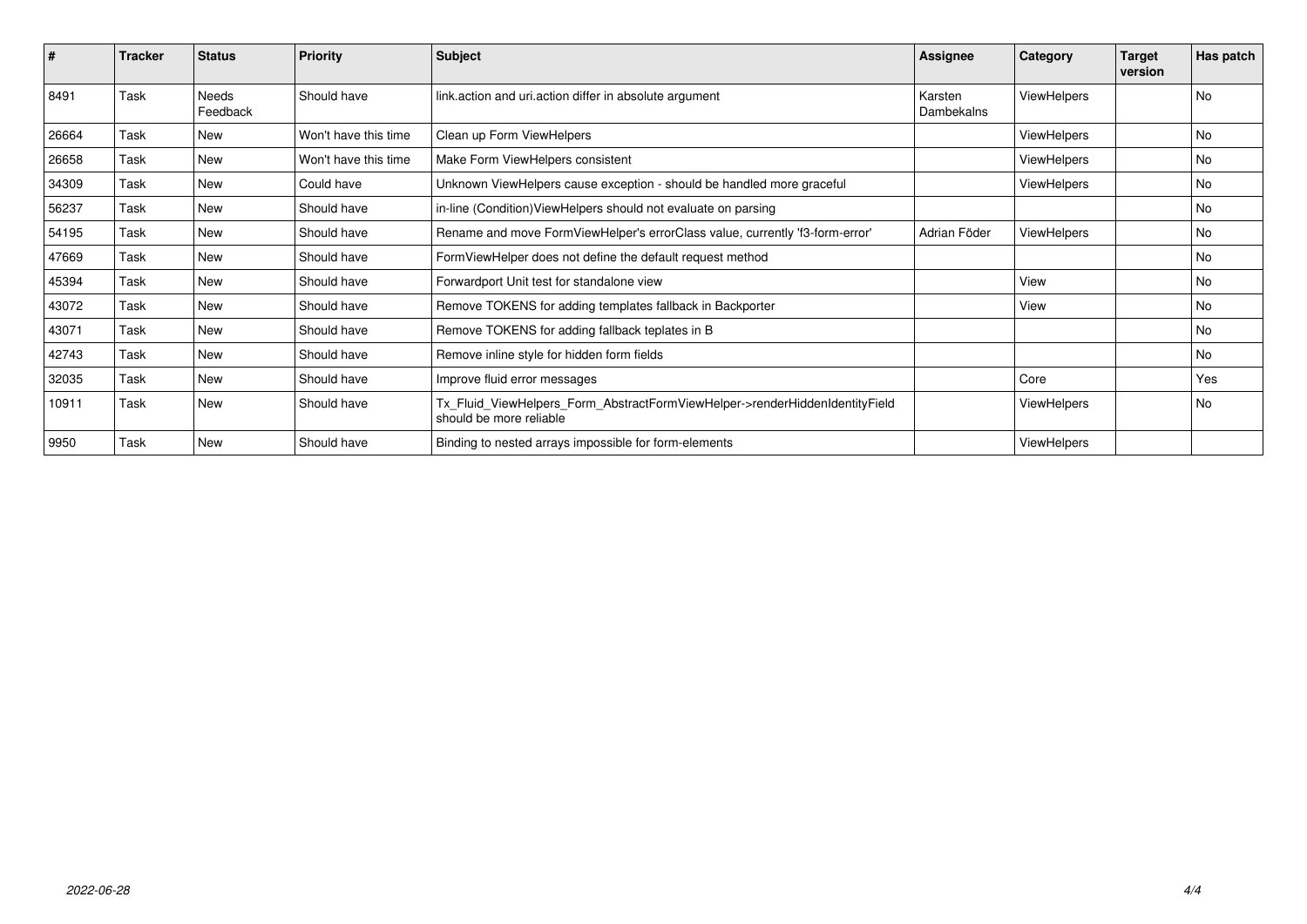| # | Tracker | Status | Priority | Subject | Assignee | Category | Target version | Has patch |
|---|---|---|---|---|---|---|---|---|
| 8491 | Task | Needs Feedback | Should have | link.action and uri.action differ in absolute argument | Karsten Dambekalns | ViewHelpers | | No |
| 26664 | Task | New | Won't have this time | Clean up Form ViewHelpers | | ViewHelpers | | No |
| 26658 | Task | New | Won't have this time | Make Form ViewHelpers consistent | | ViewHelpers | | No |
| 34309 | Task | New | Could have | Unknown ViewHelpers cause exception - should be handled more graceful | | ViewHelpers | | No |
| 56237 | Task | New | Should have | in-line (Condition)ViewHelpers should not evaluate on parsing | | | | No |
| 54195 | Task | New | Should have | Rename and move FormViewHelper's errorClass value, currently 'f3-form-error' | Adrian Föder | ViewHelpers | | No |
| 47669 | Task | New | Should have | FormViewHelper does not define the default request method | | | | No |
| 45394 | Task | New | Should have | Forwardport Unit test for standalone view | | View | | No |
| 43072 | Task | New | Should have | Remove TOKENS for adding templates fallback in Backporter | | View | | No |
| 43071 | Task | New | Should have | Remove TOKENS for adding fallback teplates in B | | | | No |
| 42743 | Task | New | Should have | Remove inline style for hidden form fields | | | | No |
| 32035 | Task | New | Should have | Improve fluid error messages | | Core | | Yes |
| 10911 | Task | New | Should have | Tx_Fluid_ViewHelpers_Form_AbstractFormViewHelper->renderHiddenIdentityField should be more reliable | | ViewHelpers | | No |
| 9950 | Task | New | Should have | Binding to nested arrays impossible for form-elements | | ViewHelpers | | |

*2022-06-28*